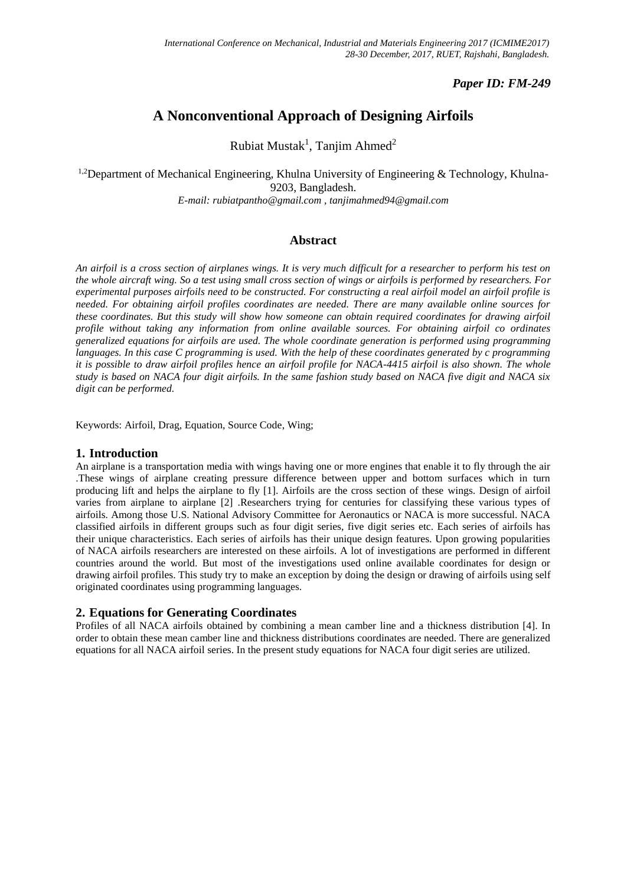*Paper ID: FM-249*

# A Nonconventional Approach of Designing Airfoils

Rubiat Mustak[1], Tanjim Ahmed[2]

[1,2]Department of Mechanical Engineering, Khulna University of Engineering & Technology, Khulna-9203, Bangladesh.

*E-mail: rubiatpantho@gmail.com , tanjimahmed94@gmail.com*

## Abstract

*An airfoil is a cross section of airplanes wings. It is very much difficult for a researcher to perform his test on the whole aircraft wing. So a test using small cross section of wings or airfoils is performed by researchers. For experimental purposes airfoils need to be constructed. For constructing a real airfoil model an airfoil profile is needed. For obtaining airfoil profiles coordinates are needed. There are many available online sources for these coordinates. But this study will show how someone can obtain required coordinates for drawing airfoil profile without taking any information from online available sources. For obtaining airfoil co ordinates generalized equations for airfoils are used. The whole coordinate generation is performed using programming languages. In this case C programming is used. With the help of these coordinates generated by c programming it is possible to draw airfoil profiles hence an airfoil profile for NACA-4415 airfoil is also shown. The whole study is based on NACA four digit airfoils. In the same fashion study based on NACA five digit and NACA six digit can be performed.*

Keywords: Airfoil, Drag, Equation, Source Code, Wing;

## 1. Introduction

An airplane is a transportation media with wings having one or more engines that enable it to fly through the air .These wings of airplane creating pressure difference between upper and bottom surfaces which in turn producing lift and helps the airplane to fly [1]. Airfoils are the cross section of these wings. Design of airfoil varies from airplane to airplane [2] .Researchers trying for centuries for classifying these various types of airfoils. Among those U.S. National Advisory Committee for Aeronautics or NACA is more successful. NACA classified airfoils in different groups such as four digit series, five digit series etc. Each series of airfoils has their unique characteristics. Each series of airfoils has their unique design features. Upon growing popularities of NACA airfoils researchers are interested on these airfoils. A lot of investigations are performed in different countries around the world. But most of the investigations used online available coordinates for design or drawing airfoil profiles. This study try to make an exception by doing the design or drawing of airfoils using self originated coordinates using programming languages.

## 2. Equations for Generating Coordinates

Profiles of all NACA airfoils obtained by combining a mean camber line and a thickness distribution [4]. In order to obtain these mean camber line and thickness distributions coordinates are needed. There are generalized equations for all NACA airfoil series. In the present study equations for NACA four digit series are utilized.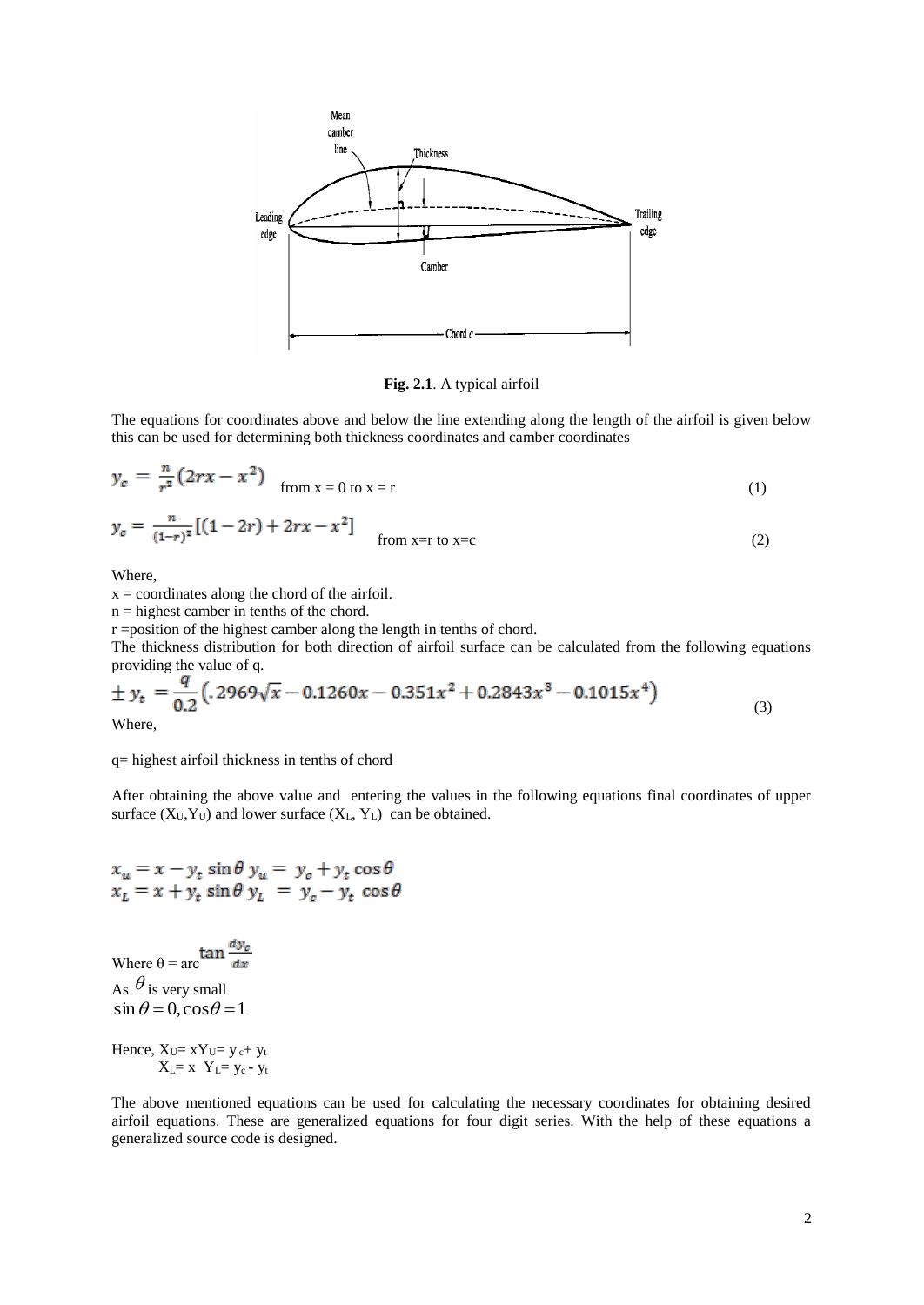**Fig. 2.1**. A typical airfoil

The equations for coordinates above and below the line extending along the length of the airfoil is given below this can be used for determining both thickness coordinates and camber coordinates

$$y_c = \frac{n}{r^2}(2rx - x^2) \quad \text{from } x = 0 \text{ to } x = r \tag{1}$$

$$y_c = \frac{n}{(1-r)^2}[(1-2r) + 2rx - x^2] \quad \text{from } x=r \text{ to } x=c \tag{2}$$

Where,

x = coordinates along the chord of the airfoil.

n = highest camber in tenths of the chord.

r =position of the highest camber along the length in tenths of chord.

The thickness distribution for both direction of airfoil surface can be calculated from the following equations providing the value of q.

$$\pm y_t = \frac{q}{0.2}\left(.2969\sqrt{x} - 0.1260x - 0.351x^2 + 0.2843x^3 - 0.1015x^4\right) \tag{3}$$

Where,

q= highest airfoil thickness in tenths of chord

After obtaining the above value and entering the values in the following equations final coordinates of upper surface ($X_U$,$Y_U$) and lower surface ($X_L$, $Y_L$) can be obtained.

$$x_u = x - y_t \sin\theta \; y_u = y_c + y_t \cos\theta$$
$$x_L = x + y_t \sin\theta \; y_L = y_c - y_t \cos\theta$$

Where θ = arc $\tan\frac{dy_c}{dx}$

As $\theta$ is very small

$\sin\theta = 0, \cos\theta = 1$

Hence, $X_U$= x$Y_U$= $y_c$+ $y_t$

$X_L$= x $Y_L$= $y_c$ - $y_t$

The above mentioned equations can be used for calculating the necessary coordinates for obtaining desired airfoil equations. These are generalized equations for four digit series. With the help of these equations a generalized source code is designed.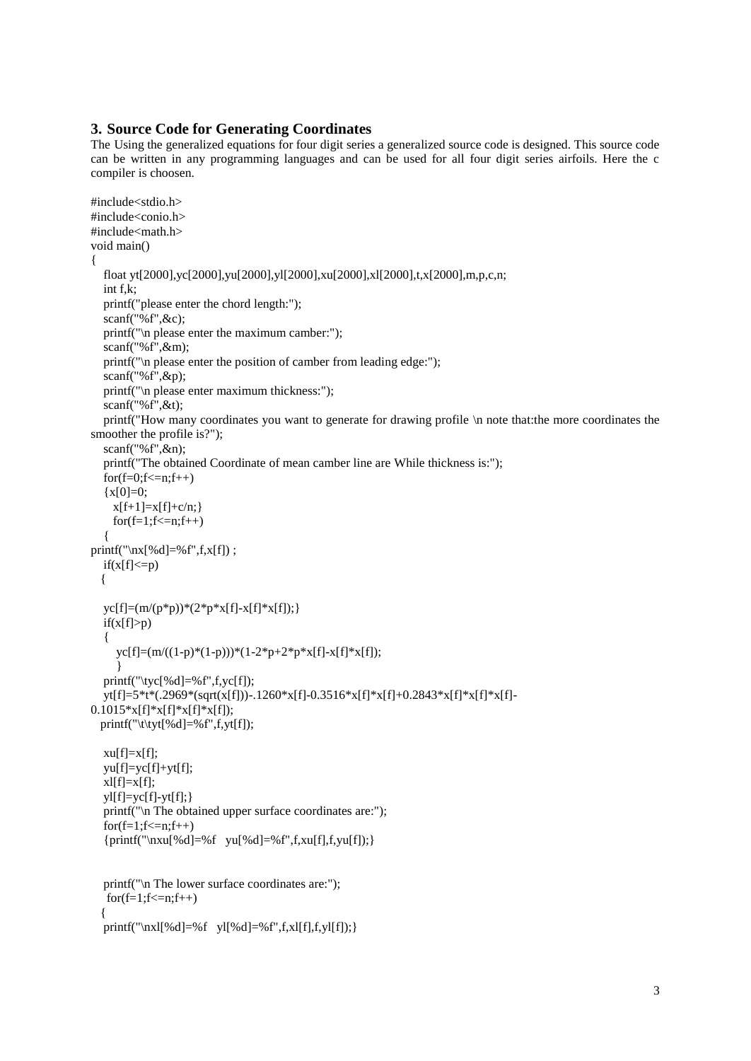## 3. Source Code for Generating Coordinates

The Using the generalized equations for four digit series a generalized source code is designed. This source code can be written in any programming languages and can be used for all four digit series airfoils. Here the c compiler is choosen.

```
#include<stdio.h>
#include<conio.h>
#include<math.h>
void main()
{
   float yt[2000],yc[2000],yu[2000],yl[2000],xu[2000],xl[2000],t,x[2000],m,p,c,n;
   int f,k;
   printf("please enter the chord length:");
   scanf("%f",&c);
   printf("\n please enter the maximum camber:");
   scanf("%f",&m);
   printf("\n please enter the position of camber from leading edge:");
   scanf("%f",&p);
   printf("\n please enter maximum thickness:");
   scanf("%f",&t);
   printf("How many coordinates you want to generate for drawing profile \n note that:the more coordinates the
smoother the profile is?");
   scanf("%f",&n);
   printf("The obtained Coordinate of mean camber line are While thickness is:");
   for(f=0;f<=n;f++)
   {x[0]=0;
     x[f+1]=x[f]+c/n;}
     for(f=1;f<=n;f++)
   {
printf("\nx[%d]=%f",f,x[f]) ;
   if(x[f]<=p)
   {

   yc[f]=(m/(p*p))*(2*p*x[f]-x[f]*x[f]);}
   if(x[f]>p)
   {
      yc[f]=(m/((1-p)*(1-p)))*(1-2*p+2*p*x[f]-x[f]*x[f]);
      }
   printf("\tyc[%d]=%f",f,yc[f]);
   yt[f]=5*t*(.2969*(sqrt(x[f]))-.1260*x[f]-0.3516*x[f]*x[f]+0.2843*x[f]*x[f]*x[f]-
0.1015*x[f]*x[f]*x[f]*x[f]);
  printf("\t\tyt[%d]=%f",f,yt[f]);

   xu[f]=x[f];
   yu[f]=yc[f]+yt[f];
   xl[f]=x[f];
   yl[f]=yc[f]-yt[f];}
   printf("\n The obtained upper surface coordinates are:");
   for(f=1;f<=n;f++)
   {printf("\nxu[%d]=%f   yu[%d]=%f",f,xu[f],f,yu[f]);}


   printf("\n The lower surface coordinates are:");
    for(f=1;f<=n;f++)
   {
   printf("\nxl[%d]=%f   yl[%d]=%f",f,xl[f],f,yl[f]);}
```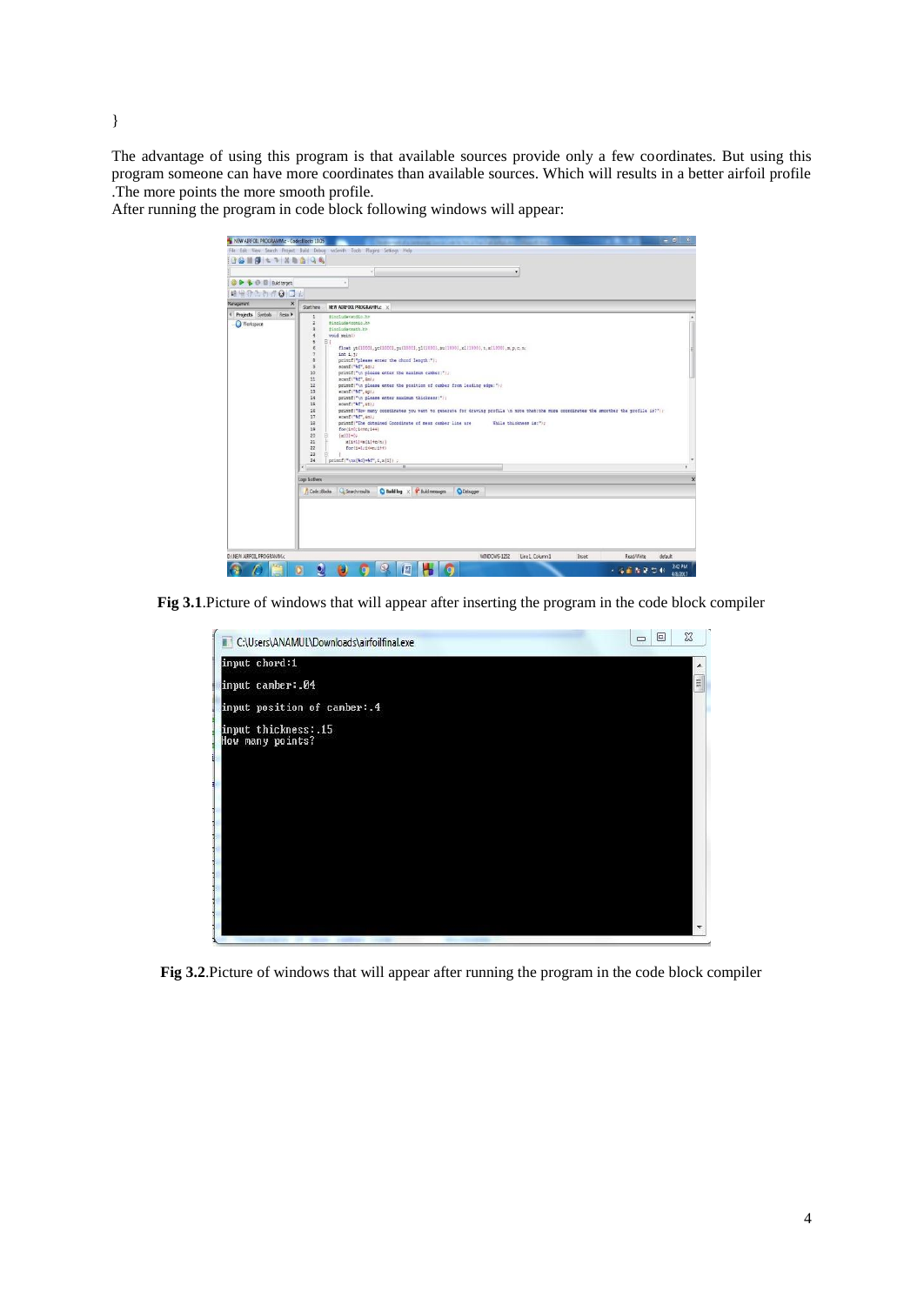}

The advantage of using this program is that available sources provide only a few coordinates. But using this program someone can have more coordinates than available sources. Which will results in a better airfoil profile .The more points the more smooth profile.

After running the program in code block following windows will appear:

**Fig 3.1**.Picture of windows that will appear after inserting the program in the code block compiler

**Fig 3.2**.Picture of windows that will appear after running the program in the code block compiler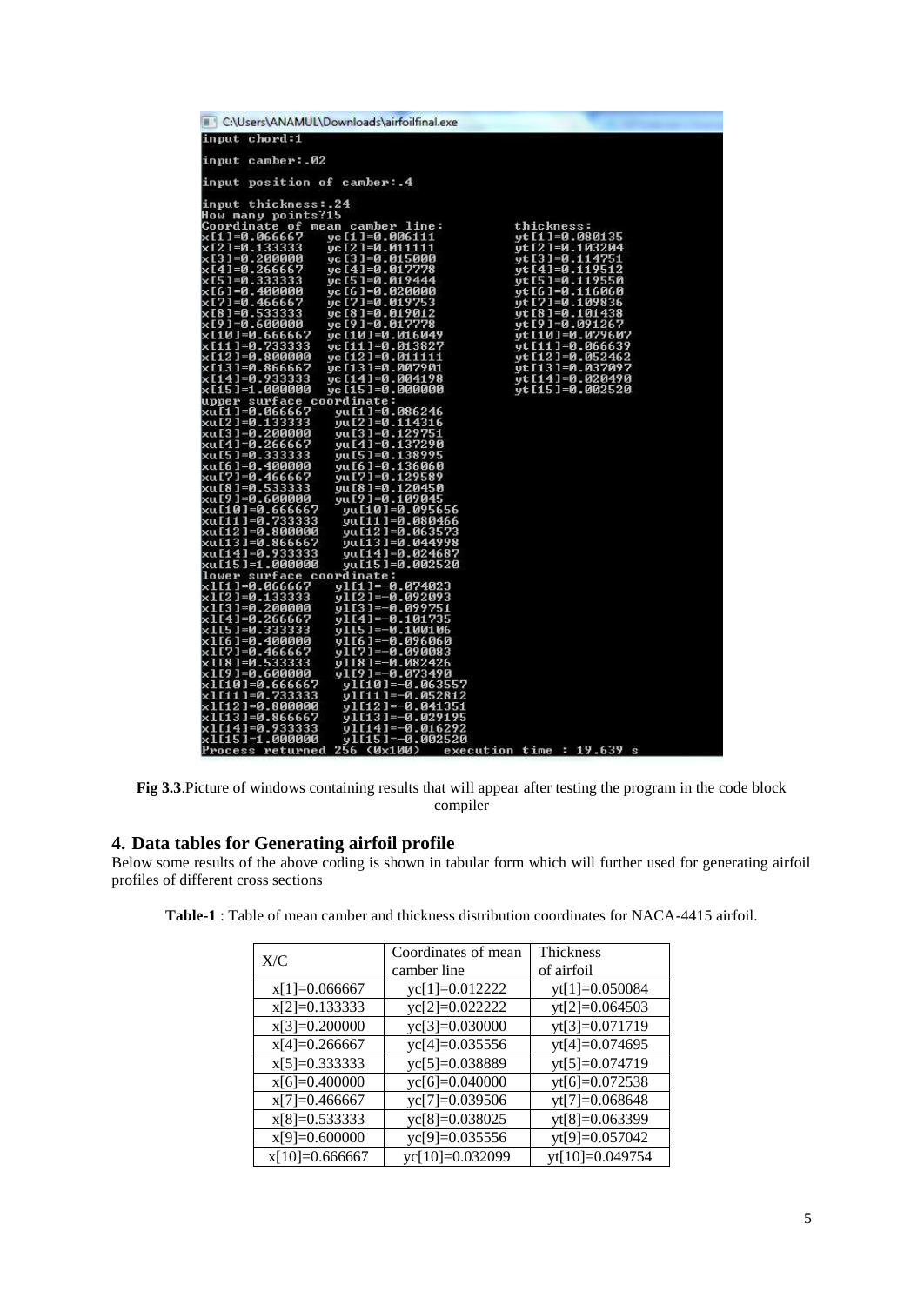```
C:\Users\ANAMUL\Downloads\airfoilfinal.exe
input chord:1

input camber:.02

input position of camber:.4

input thickness:.24
How many points?15
Coordinate of mean camber line:                    thickness:
x[1]=0.066667    yc[1]=0.006111                    yt[1]=0.080135
x[2]=0.133333    yc[2]=0.011111                    yt[2]=0.103204
x[3]=0.200000    yc[3]=0.015000                    yt[3]=0.114751
x[4]=0.266667    yc[4]=0.017778                    yt[4]=0.119512
x[5]=0.333333    yc[5]=0.019444                    yt[5]=0.119550
x[6]=0.400000    yc[6]=0.020000                    yt[6]=0.116060
x[7]=0.466667    yc[7]=0.019753                    yt[7]=0.109836
x[8]=0.533333    yc[8]=0.019012                    yt[8]=0.101438
x[9]=0.600000    yc[9]=0.017778                    yt[9]=0.091267
x[10]=0.666667   yc[10]=0.016049                   yt[10]=0.079607
x[11]=0.733333   yc[11]=0.013827                   yt[11]=0.066639
x[12]=0.800000   yc[12]=0.011111                   yt[12]=0.052462
x[13]=0.866667   yc[13]=0.007901                   yt[13]=0.037097
x[14]=0.933333   yc[14]=0.004198                   yt[14]=0.020490
x[15]=1.000000   yc[15]=0.000000                   yt[15]=0.002520
upper surface coordinate:
xu[1]=0.066667    yu[1]=0.086246
xu[2]=0.133333    yu[2]=0.114316
xu[3]=0.200000    yu[3]=0.129751
xu[4]=0.266667    yu[4]=0.137290
xu[5]=0.333333    yu[5]=0.138995
xu[6]=0.400000    yu[6]=0.136060
xu[7]=0.466667    yu[7]=0.129589
xu[8]=0.533333    yu[8]=0.120450
xu[9]=0.600000    yu[9]=0.109045
xu[10]=0.666667    yu[10]=0.095656
xu[11]=0.733333    yu[11]=0.080466
xu[12]=0.800000    yu[12]=0.063573
xu[13]=0.866667    yu[13]=0.044998
xu[14]=0.933333    yu[14]=0.024687
xu[15]=1.000000    yu[15]=0.002520
lower surface coordinate:
xl[1]=0.066667    yl[1]=-0.074023
xl[2]=0.133333    yl[2]=-0.092093
xl[3]=0.200000    yl[3]=-0.099751
xl[4]=0.266667    yl[4]=-0.101735
xl[5]=0.333333    yl[5]=-0.100106
xl[6]=0.400000    yl[6]=-0.096060
xl[7]=0.466667    yl[7]=-0.090083
xl[8]=0.533333    yl[8]=-0.082426
xl[9]=0.600000    yl[9]=-0.073490
xl[10]=0.666667    yl[10]=-0.063557
xl[11]=0.733333    yl[11]=-0.052812
xl[12]=0.800000    yl[12]=-0.041351
xl[13]=0.866667    yl[13]=-0.029195
xl[14]=0.933333    yl[14]=-0.016292
xl[15]=1.000000    yl[15]=-0.002520
Process returned 256 (0x100)   execution time : 19.639 s
```

**Fig 3.3**.Picture of windows containing results that will appear after testing the program in the code block compiler

## 4. Data tables for Generating airfoil profile

Below some results of the above coding is shown in tabular form which will further used for generating airfoil profiles of different cross sections

**Table-1** : Table of mean camber and thickness distribution coordinates for NACA-4415 airfoil.

| X/C | Coordinates of mean camber line | Thickness of airfoil |
|---|---|---|
| x[1]=0.066667 | yc[1]=0.012222 | yt[1]=0.050084 |
| x[2]=0.133333 | yc[2]=0.022222 | yt[2]=0.064503 |
| x[3]=0.200000 | yc[3]=0.030000 | yt[3]=0.071719 |
| x[4]=0.266667 | yc[4]=0.035556 | yt[4]=0.074695 |
| x[5]=0.333333 | yc[5]=0.038889 | yt[5]=0.074719 |
| x[6]=0.400000 | yc[6]=0.040000 | yt[6]=0.072538 |
| x[7]=0.466667 | yc[7]=0.039506 | yt[7]=0.068648 |
| x[8]=0.533333 | yc[8]=0.038025 | yt[8]=0.063399 |
| x[9]=0.600000 | yc[9]=0.035556 | yt[9]=0.057042 |
| x[10]=0.666667 | yc[10]=0.032099 | yt[10]=0.049754 |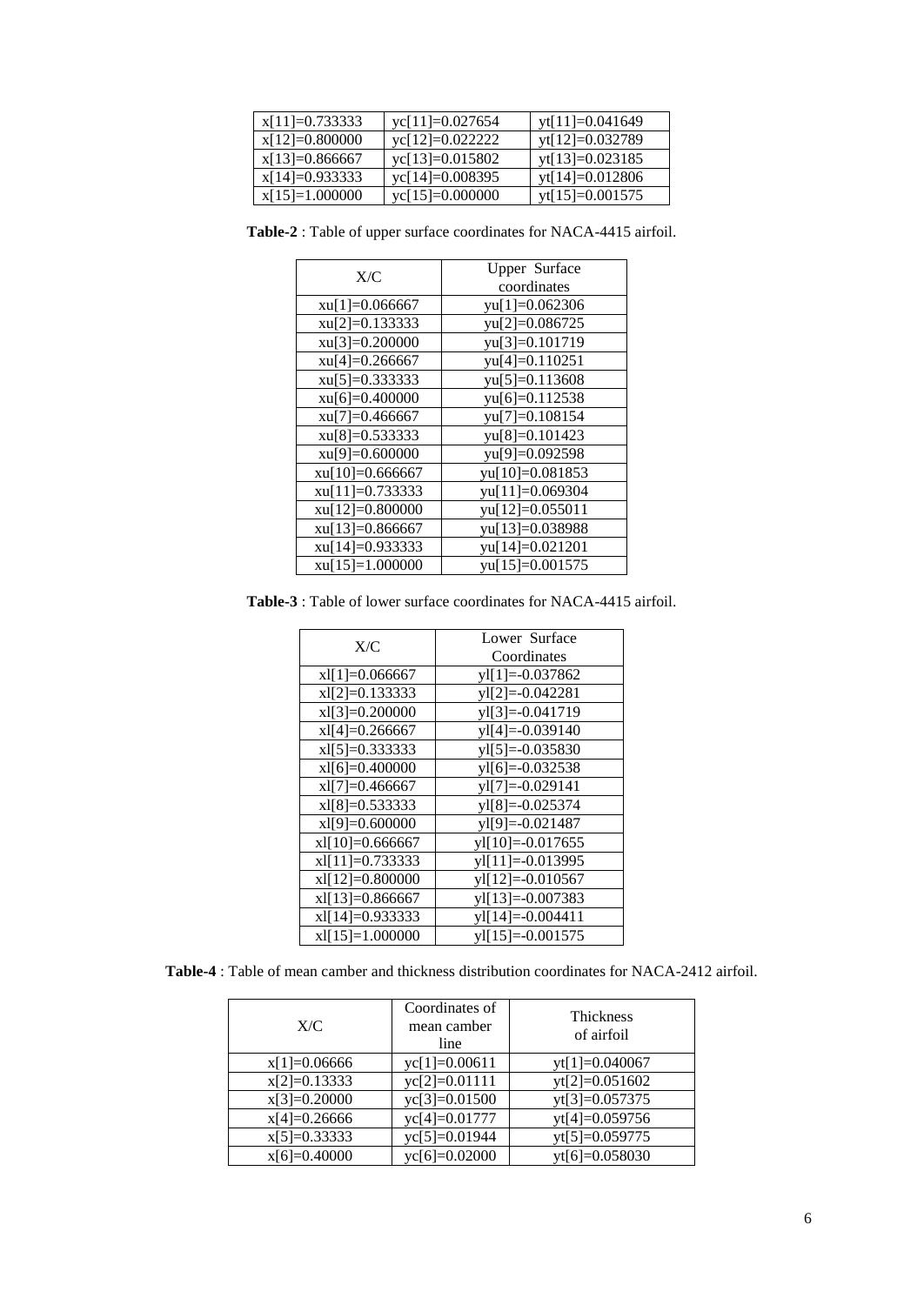| | | |
|---|---|---|
| x[11]=0.733333 | yc[11]=0.027654 | yt[11]=0.041649 |
| x[12]=0.800000 | yc[12]=0.022222 | yt[12]=0.032789 |
| x[13]=0.866667 | yc[13]=0.015802 | yt[13]=0.023185 |
| x[14]=0.933333 | yc[14]=0.008395 | yt[14]=0.012806 |
| x[15]=1.000000 | yc[15]=0.000000 | yt[15]=0.001575 |

**Table-2** : Table of upper surface coordinates for NACA-4415 airfoil.

| X/C | Upper Surface coordinates |
|---|---|
| xu[1]=0.066667 | yu[1]=0.062306 |
| xu[2]=0.133333 | yu[2]=0.086725 |
| xu[3]=0.200000 | yu[3]=0.101719 |
| xu[4]=0.266667 | yu[4]=0.110251 |
| xu[5]=0.333333 | yu[5]=0.113608 |
| xu[6]=0.400000 | yu[6]=0.112538 |
| xu[7]=0.466667 | yu[7]=0.108154 |
| xu[8]=0.533333 | yu[8]=0.101423 |
| xu[9]=0.600000 | yu[9]=0.092598 |
| xu[10]=0.666667 | yu[10]=0.081853 |
| xu[11]=0.733333 | yu[11]=0.069304 |
| xu[12]=0.800000 | yu[12]=0.055011 |
| xu[13]=0.866667 | yu[13]=0.038988 |
| xu[14]=0.933333 | yu[14]=0.021201 |
| xu[15]=1.000000 | yu[15]=0.001575 |

**Table-3** : Table of lower surface coordinates for NACA-4415 airfoil.

| X/C | Lower Surface Coordinates |
|---|---|
| xl[1]=0.066667 | yl[1]=-0.037862 |
| xl[2]=0.133333 | yl[2]=-0.042281 |
| xl[3]=0.200000 | yl[3]=-0.041719 |
| xl[4]=0.266667 | yl[4]=-0.039140 |
| xl[5]=0.333333 | yl[5]=-0.035830 |
| xl[6]=0.400000 | yl[6]=-0.032538 |
| xl[7]=0.466667 | yl[7]=-0.029141 |
| xl[8]=0.533333 | yl[8]=-0.025374 |
| xl[9]=0.600000 | yl[9]=-0.021487 |
| xl[10]=0.666667 | yl[10]=-0.017655 |
| xl[11]=0.733333 | yl[11]=-0.013995 |
| xl[12]=0.800000 | yl[12]=-0.010567 |
| xl[13]=0.866667 | yl[13]=-0.007383 |
| xl[14]=0.933333 | yl[14]=-0.004411 |
| xl[15]=1.000000 | yl[15]=-0.001575 |

**Table-4** : Table of mean camber and thickness distribution coordinates for NACA-2412 airfoil.

| X/C | Coordinates of mean camber line | Thickness of airfoil |
|---|---|---|
| x[1]=0.06666 | yc[1]=0.00611 | yt[1]=0.040067 |
| x[2]=0.13333 | yc[2]=0.01111 | yt[2]=0.051602 |
| x[3]=0.20000 | yc[3]=0.01500 | yt[3]=0.057375 |
| x[4]=0.26666 | yc[4]=0.01777 | yt[4]=0.059756 |
| x[5]=0.33333 | yc[5]=0.01944 | yt[5]=0.059775 |
| x[6]=0.40000 | yc[6]=0.02000 | yt[6]=0.058030 |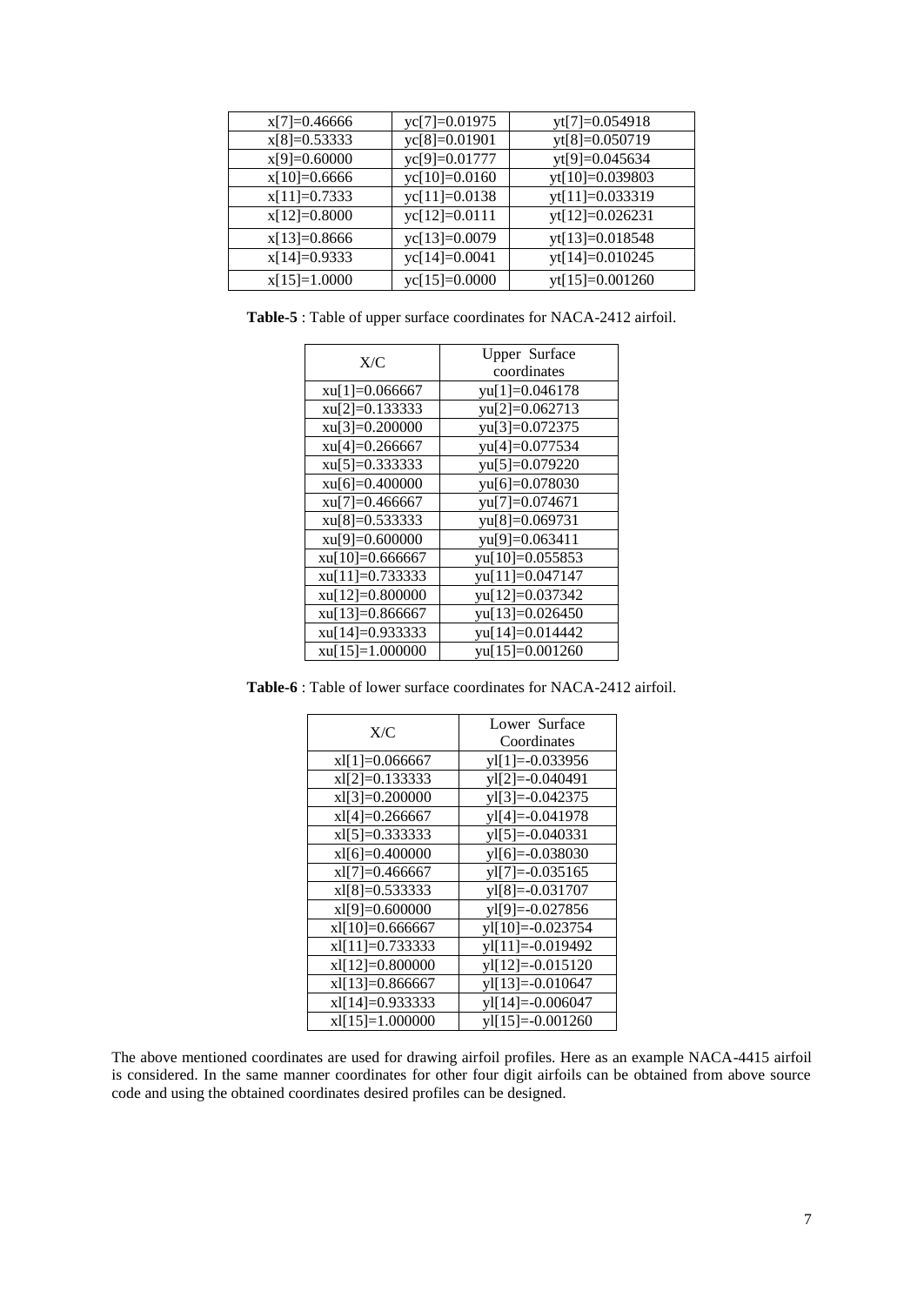| x[7]=0.46666 | yc[7]=0.01975 | yt[7]=0.054918 |
|---|---|---|
| x[8]=0.53333 | yc[8]=0.01901 | yt[8]=0.050719 |
| x[9]=0.60000 | yc[9]=0.01777 | yt[9]=0.045634 |
| x[10]=0.6666 | yc[10]=0.0160 | yt[10]=0.039803 |
| x[11]=0.7333 | yc[11]=0.0138 | yt[11]=0.033319 |
| x[12]=0.8000 | yc[12]=0.0111 | yt[12]=0.026231 |
| x[13]=0.8666 | yc[13]=0.0079 | yt[13]=0.018548 |
| x[14]=0.9333 | yc[14]=0.0041 | yt[14]=0.010245 |
| x[15]=1.0000 | yc[15]=0.0000 | yt[15]=0.001260 |

**Table-5** : Table of upper surface coordinates for NACA-2412 airfoil.

| X/C | Upper Surface coordinates |
|---|---|
| xu[1]=0.066667 | yu[1]=0.046178 |
| xu[2]=0.133333 | yu[2]=0.062713 |
| xu[3]=0.200000 | yu[3]=0.072375 |
| xu[4]=0.266667 | yu[4]=0.077534 |
| xu[5]=0.333333 | yu[5]=0.079220 |
| xu[6]=0.400000 | yu[6]=0.078030 |
| xu[7]=0.466667 | yu[7]=0.074671 |
| xu[8]=0.533333 | yu[8]=0.069731 |
| xu[9]=0.600000 | yu[9]=0.063411 |
| xu[10]=0.666667 | yu[10]=0.055853 |
| xu[11]=0.733333 | yu[11]=0.047147 |
| xu[12]=0.800000 | yu[12]=0.037342 |
| xu[13]=0.866667 | yu[13]=0.026450 |
| xu[14]=0.933333 | yu[14]=0.014442 |
| xu[15]=1.000000 | yu[15]=0.001260 |

**Table-6** : Table of lower surface coordinates for NACA-2412 airfoil.

| X/C | Lower Surface Coordinates |
|---|---|
| xl[1]=0.066667 | yl[1]=-0.033956 |
| xl[2]=0.133333 | yl[2]=-0.040491 |
| xl[3]=0.200000 | yl[3]=-0.042375 |
| xl[4]=0.266667 | yl[4]=-0.041978 |
| xl[5]=0.333333 | yl[5]=-0.040331 |
| xl[6]=0.400000 | yl[6]=-0.038030 |
| xl[7]=0.466667 | yl[7]=-0.035165 |
| xl[8]=0.533333 | yl[8]=-0.031707 |
| xl[9]=0.600000 | yl[9]=-0.027856 |
| xl[10]=0.666667 | yl[10]=-0.023754 |
| xl[11]=0.733333 | yl[11]=-0.019492 |
| xl[12]=0.800000 | yl[12]=-0.015120 |
| xl[13]=0.866667 | yl[13]=-0.010647 |
| xl[14]=0.933333 | yl[14]=-0.006047 |
| xl[15]=1.000000 | yl[15]=-0.001260 |

The above mentioned coordinates are used for drawing airfoil profiles. Here as an example NACA-4415 airfoil is considered. In the same manner coordinates for other four digit airfoils can be obtained from above source code and using the obtained coordinates desired profiles can be designed.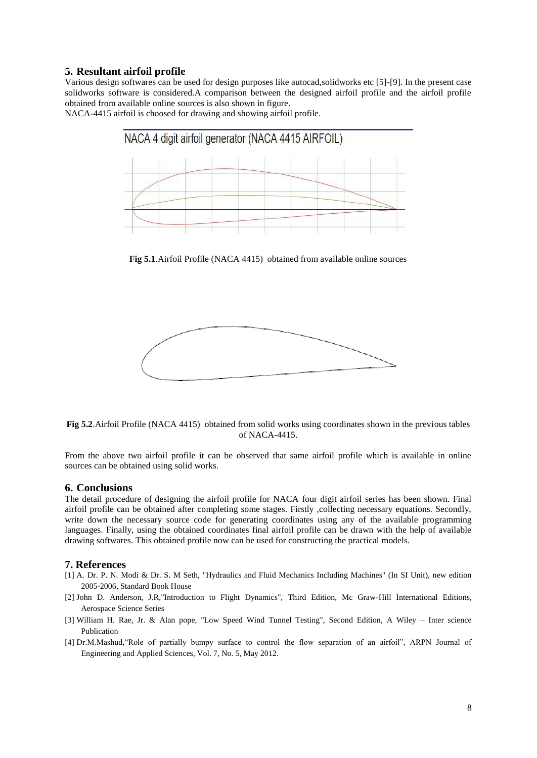## 5. Resultant airfoil profile

Various design softwares can be used for design purposes like autocad,solidworks etc [5]-[9]. In the present case solidworks software is considered.A comparison between the designed airfoil profile and the airfoil profile obtained from available online sources is also shown in figure.

NACA-4415 airfoil is choosed for drawing and showing airfoil profile.

**Fig 5.1**.Airfoil Profile (NACA 4415) obtained from available online sources

**Fig 5.2**.Airfoil Profile (NACA 4415) obtained from solid works using coordinates shown in the previous tables of NACA-4415.

From the above two airfoil profile it can be observed that same airfoil profile which is available in online sources can be obtained using solid works.

## 6. Conclusions

The detail procedure of designing the airfoil profile for NACA four digit airfoil series has been shown. Final airfoil profile can be obtained after completing some stages. Firstly ,collecting necessary equations. Secondly, write down the necessary source code for generating coordinates using any of the available programming languages. Finally, using the obtained coordinates final airfoil profile can be drawn with the help of available drawing softwares. This obtained profile now can be used for constructing the practical models.

## 7. References

[1] A. Dr. P. N. Modi & Dr. S. M Seth, "Hydraulics and Fluid Mechanics Including Machines" (In SI Unit), new edition 2005-2006, Standard Book House

[2] John D. Anderson, J.R,"Introduction to Flight Dynamics", Third Edition, Mc Graw-Hill International Editions, Aerospace Science Series

[3] William H. Rae, Jr. & Alan pope, "Low Speed Wind Tunnel Testing", Second Edition, A Wiley – Inter science Publication

[4] Dr.M.Mashud,"Role of partially bumpy surface to control the flow separation of an airfoil", ARPN Journal of Engineering and Applied Sciences, Vol. 7, No. 5, May 2012.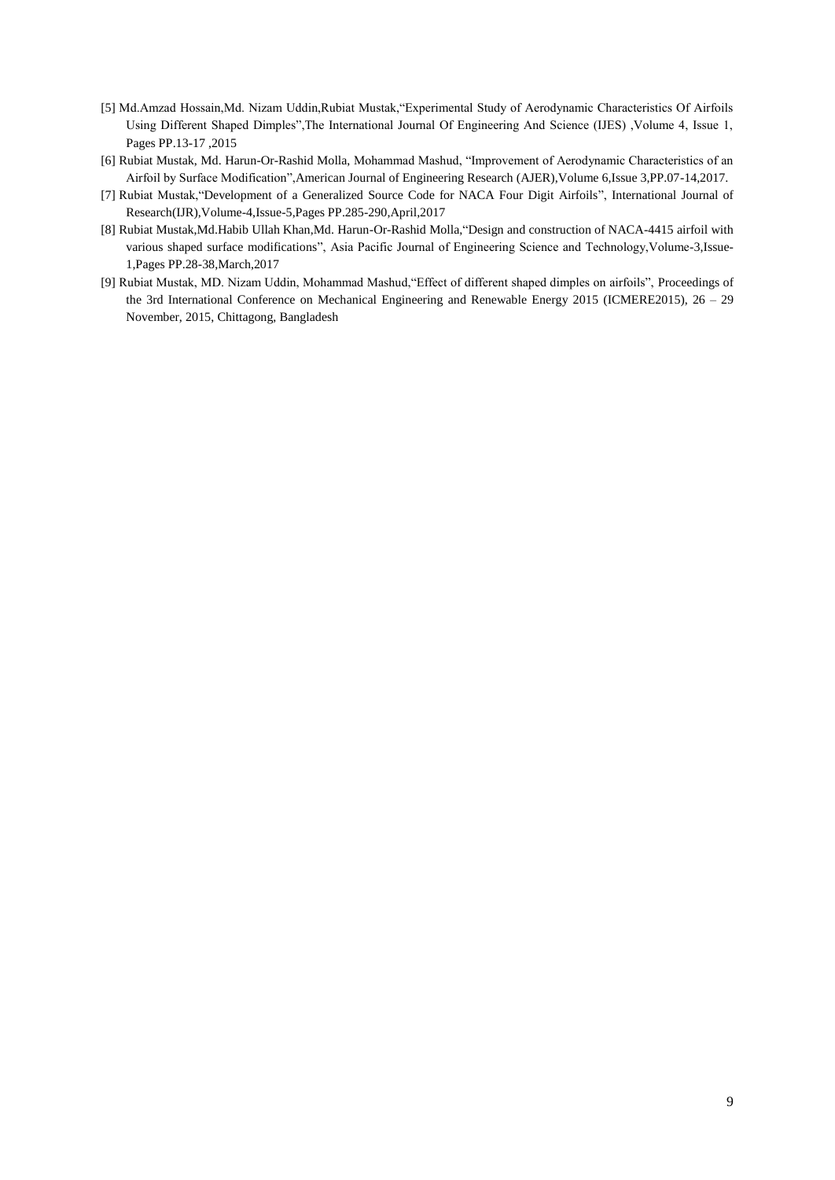[5] Md.Amzad Hossain,Md. Nizam Uddin,Rubiat Mustak,"Experimental Study of Aerodynamic Characteristics Of Airfoils Using Different Shaped Dimples",The International Journal Of Engineering And Science (IJES) ,Volume 4, Issue 1, Pages PP.13-17 ,2015

[6] Rubiat Mustak, Md. Harun-Or-Rashid Molla, Mohammad Mashud, "Improvement of Aerodynamic Characteristics of an Airfoil by Surface Modification",American Journal of Engineering Research (AJER),Volume 6,Issue 3,PP.07-14,2017.

[7] Rubiat Mustak,"Development of a Generalized Source Code for NACA Four Digit Airfoils", International Journal of Research(IJR),Volume-4,Issue-5,Pages PP.285-290,April,2017

[8] Rubiat Mustak,Md.Habib Ullah Khan,Md. Harun-Or-Rashid Molla,"Design and construction of NACA-4415 airfoil with various shaped surface modifications", Asia Pacific Journal of Engineering Science and Technology,Volume-3,Issue-1,Pages PP.28-38,March,2017

[9] Rubiat Mustak, MD. Nizam Uddin, Mohammad Mashud,"Effect of different shaped dimples on airfoils", Proceedings of the 3rd International Conference on Mechanical Engineering and Renewable Energy 2015 (ICMERE2015), 26 – 29 November, 2015, Chittagong, Bangladesh